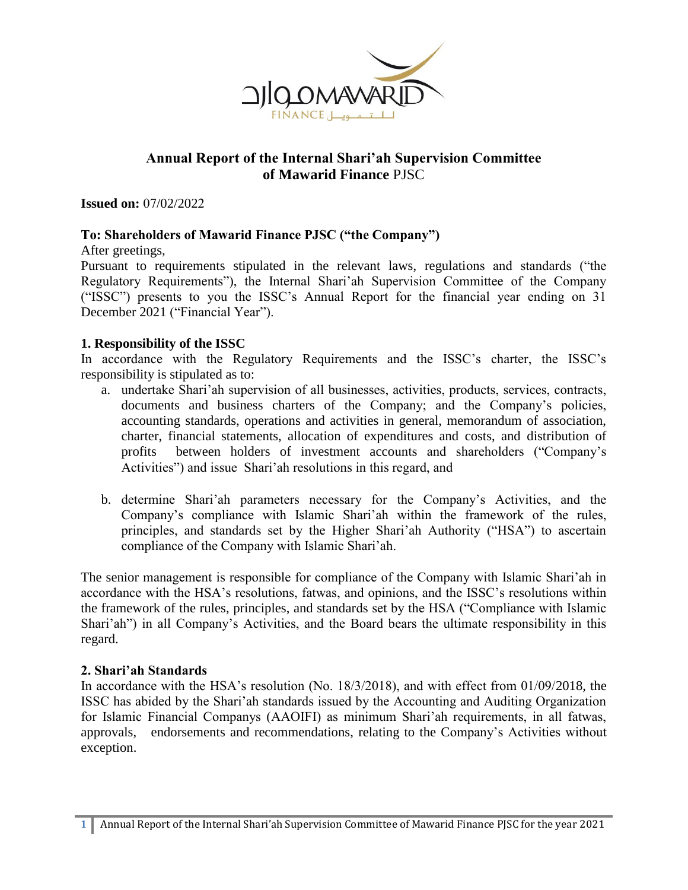# Annual Report of the Internal Shari'ah Supervision Committee of Mawarid Finance PJSC

**Issued on:** 07/02/2022

**To: Shareholders of Mawarid Finance PJSC ("the Company")**

After greetings,

Pursuant to requirements stipulated in the relevant laws, regulations and standards ("the Regulatory Requirements"), the Internal Shari'ah Supervision Committee of the Company ("ISSC") presents to you the ISSC's Annual Report for the financial year ending on 31 December 2021 ("Financial Year").

## 1. Responsibility of the ISSC

In accordance with the Regulatory Requirements and the ISSC's charter, the ISSC's responsibility is stipulated as to:

a. undertake Shari'ah supervision of all businesses, activities, products, services, contracts, documents and business charters of the Company; and the Company's policies, accounting standards, operations and activities in general, memorandum of association, charter, financial statements, allocation of expenditures and costs, and distribution of profits between holders of investment accounts and shareholders ("Company's Activities") and issue Shari'ah resolutions in this regard, and

b. determine Shari'ah parameters necessary for the Company's Activities, and the Company's compliance with Islamic Shari'ah within the framework of the rules, principles, and standards set by the Higher Shari'ah Authority ("HSA") to ascertain compliance of the Company with Islamic Shari'ah.

The senior management is responsible for compliance of the Company with Islamic Shari'ah in accordance with the HSA's resolutions, fatwas, and opinions, and the ISSC's resolutions within the framework of the rules, principles, and standards set by the HSA ("Compliance with Islamic Shari'ah") in all Company's Activities, and the Board bears the ultimate responsibility in this regard.

## 2. Shari'ah Standards

In accordance with the HSA's resolution (No. 18/3/2018), and with effect from 01/09/2018, the ISSC has abided by the Shari'ah standards issued by the Accounting and Auditing Organization for Islamic Financial Companys (AAOIFI) as minimum Shari'ah requirements, in all fatwas, approvals, endorsements and recommendations, relating to the Company's Activities without exception.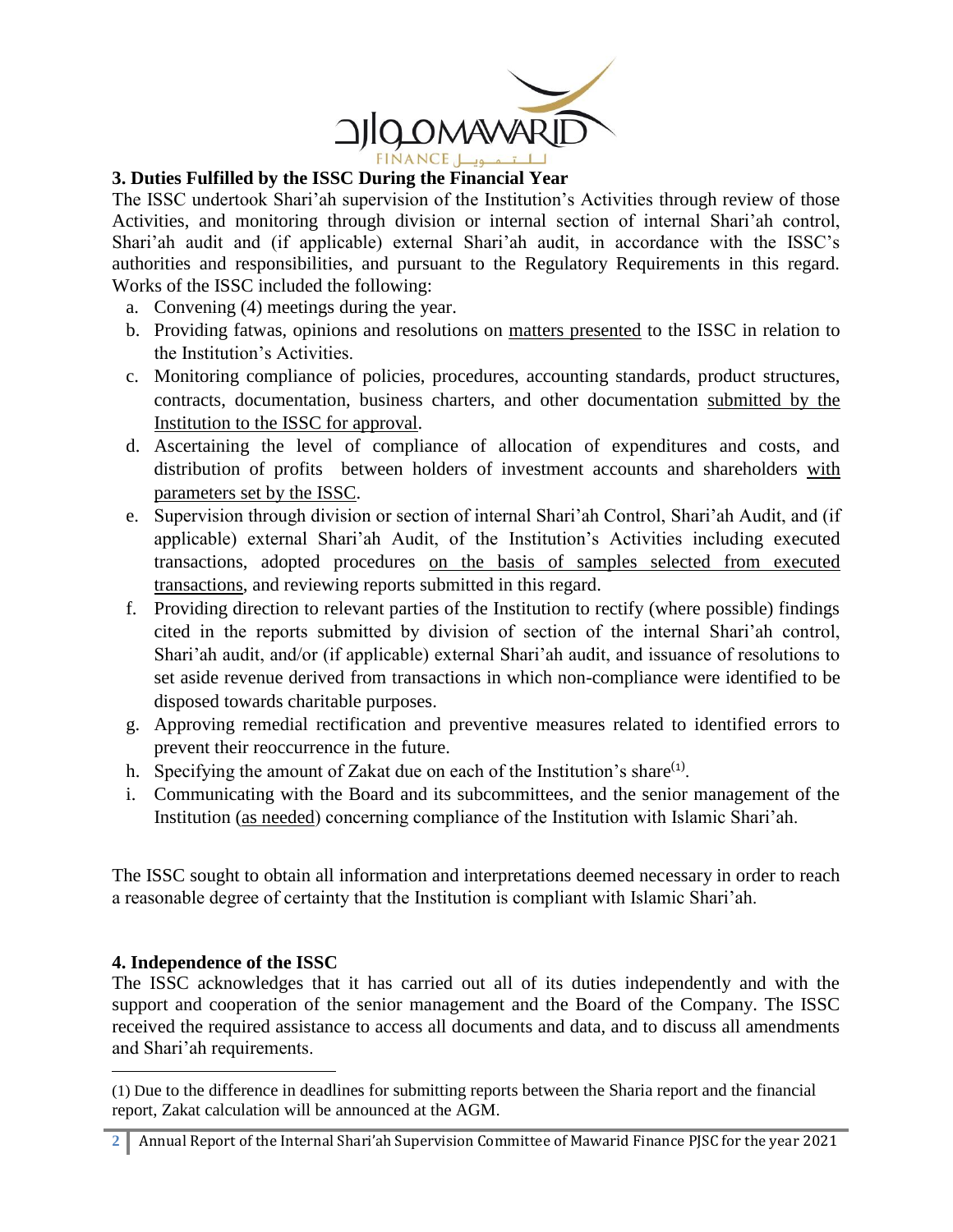### 3. Duties Fulfilled by the ISSC During the Financial Year

The ISSC undertook Shari'ah supervision of the Institution's Activities through review of those Activities, and monitoring through division or internal section of internal Shari'ah control, Shari'ah audit and (if applicable) external Shari'ah audit, in accordance with the ISSC's authorities and responsibilities, and pursuant to the Regulatory Requirements in this regard. Works of the ISSC included the following:

a. Convening (4) meetings during the year.
b. Providing fatwas, opinions and resolutions on matters presented to the ISSC in relation to the Institution's Activities.
c. Monitoring compliance of policies, procedures, accounting standards, product structures, contracts, documentation, business charters, and other documentation submitted by the Institution to the ISSC for approval.
d. Ascertaining the level of compliance of allocation of expenditures and costs, and distribution of profits between holders of investment accounts and shareholders with parameters set by the ISSC.
e. Supervision through division or section of internal Shari'ah Control, Shari'ah Audit, and (if applicable) external Shari'ah Audit, of the Institution's Activities including executed transactions, adopted procedures on the basis of samples selected from executed transactions, and reviewing reports submitted in this regard.
f. Providing direction to relevant parties of the Institution to rectify (where possible) findings cited in the reports submitted by division of section of the internal Shari'ah control, Shari'ah audit, and/or (if applicable) external Shari'ah audit, and issuance of resolutions to set aside revenue derived from transactions in which non-compliance were identified to be disposed towards charitable purposes.
g. Approving remedial rectification and preventive measures related to identified errors to prevent their reoccurrence in the future.
h. Specifying the amount of Zakat due on each of the Institution's share(1).
i. Communicating with the Board and its subcommittees, and the senior management of the Institution (as needed) concerning compliance of the Institution with Islamic Shari'ah.

The ISSC sought to obtain all information and interpretations deemed necessary in order to reach a reasonable degree of certainty that the Institution is compliant with Islamic Shari'ah.

### 4. Independence of the ISSC

The ISSC acknowledges that it has carried out all of its duties independently and with the support and cooperation of the senior management and the Board of the Company. The ISSC received the required assistance to access all documents and data, and to discuss all amendments and Shari'ah requirements.

(1) Due to the difference in deadlines for submitting reports between the Sharia report and the financial report, Zakat calculation will be announced at the AGM.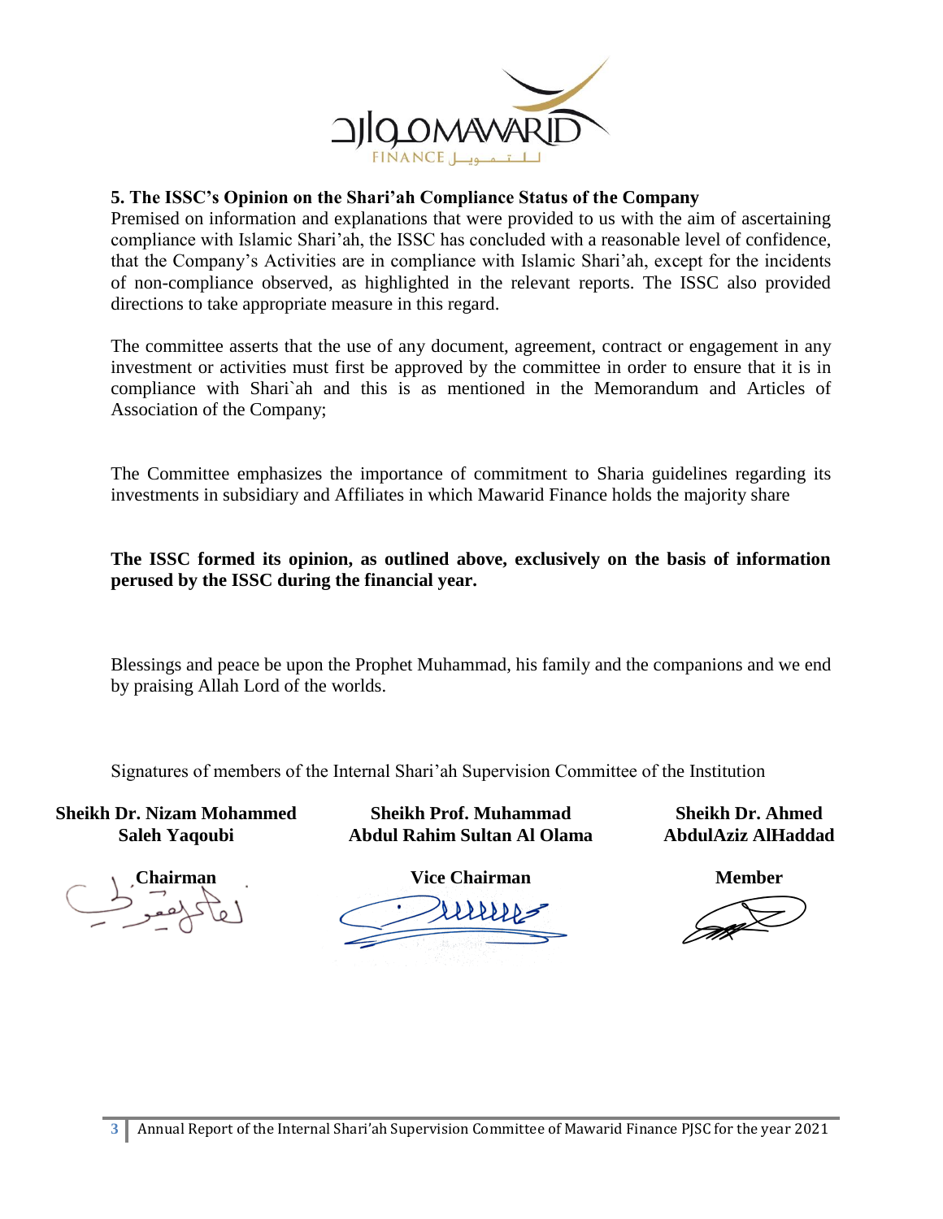### 5. The ISSC's Opinion on the Shari'ah Compliance Status of the Company

Premised on information and explanations that were provided to us with the aim of ascertaining compliance with Islamic Shari'ah, the ISSC has concluded with a reasonable level of confidence, that the Company's Activities are in compliance with Islamic Shari'ah, except for the incidents of non-compliance observed, as highlighted in the relevant reports. The ISSC also provided directions to take appropriate measure in this regard.

The committee asserts that the use of any document, agreement, contract or engagement in any investment or activities must first be approved by the committee in order to ensure that it is in compliance with Shari`ah and this is as mentioned in the Memorandum and Articles of Association of the Company;

The Committee emphasizes the importance of commitment to Sharia guidelines regarding its investments in subsidiary and Affiliates in which Mawarid Finance holds the majority share

**The ISSC formed its opinion, as outlined above, exclusively on the basis of information perused by the ISSC during the financial year.**

Blessings and peace be upon the Prophet Muhammad, his family and the companions and we end by praising Allah Lord of the worlds.

Signatures of members of the Internal Shari'ah Supervision Committee of the Institution

| | | |
|---|---|---|
| **Sheikh Dr. Nizam Mohammed Saleh Yaqoubi** | **Sheikh Prof. Muhammad Abdul Rahim Sultan Al Olama** | **Sheikh Dr. Ahmed AbdulAziz AlHaddad** |
| **Chairman** | **Vice Chairman** | **Member** |